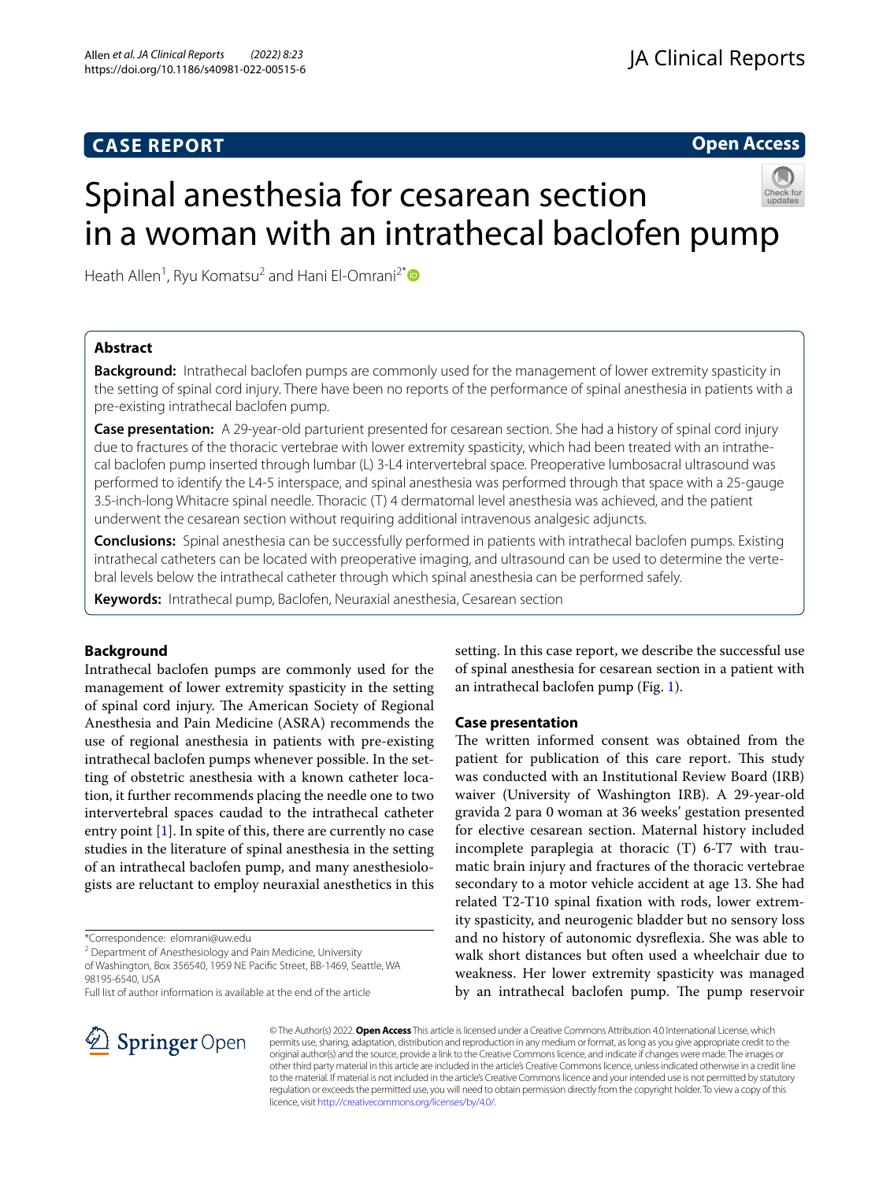CASE REPORT

Open Access

# Spinal anesthesia for cesarean section in a woman with an intrathecal baclofen pump

Heath Allen[1], Ryu Komatsu[2] and Hani El-Omrani[2*]

## Abstract

**Background:** Intrathecal baclofen pumps are commonly used for the management of lower extremity spasticity in the setting of spinal cord injury. There have been no reports of the performance of spinal anesthesia in patients with a pre-existing intrathecal baclofen pump.

**Case presentation:** A 29-year-old parturient presented for cesarean section. She had a history of spinal cord injury due to fractures of the thoracic vertebrae with lower extremity spasticity, which had been treated with an intrathecal baclofen pump inserted through lumbar (L) 3-L4 intervertebral space. Preoperative lumbosacral ultrasound was performed to identify the L4-5 interspace, and spinal anesthesia was performed through that space with a 25-gauge 3.5-inch-long Whitacre spinal needle. Thoracic (T) 4 dermatomal level anesthesia was achieved, and the patient underwent the cesarean section without requiring additional intravenous analgesic adjuncts.

**Conclusions:** Spinal anesthesia can be successfully performed in patients with intrathecal baclofen pumps. Existing intrathecal catheters can be located with preoperative imaging, and ultrasound can be used to determine the vertebral levels below the intrathecal catheter through which spinal anesthesia can be performed safely.

**Keywords:** Intrathecal pump, Baclofen, Neuraxial anesthesia, Cesarean section

## Background

Intrathecal baclofen pumps are commonly used for the management of lower extremity spasticity in the setting of spinal cord injury. The American Society of Regional Anesthesia and Pain Medicine (ASRA) recommends the use of regional anesthesia in patients with pre-existing intrathecal baclofen pumps whenever possible. In the setting of obstetric anesthesia with a known catheter location, it further recommends placing the needle one to two intervertebral spaces caudad to the intrathecal catheter entry point [1]. In spite of this, there are currently no case studies in the literature of spinal anesthesia in the setting of an intrathecal baclofen pump, and many anesthesiologists are reluctant to employ neuraxial anesthetics in this setting. In this case report, we describe the successful use of spinal anesthesia for cesarean section in a patient with an intrathecal baclofen pump (Fig. 1).

## Case presentation

The written informed consent was obtained from the patient for publication of this care report. This study was conducted with an Institutional Review Board (IRB) waiver (University of Washington IRB). A 29-year-old gravida 2 para 0 woman at 36 weeks' gestation presented for elective cesarean section. Maternal history included incomplete paraplegia at thoracic (T) 6-T7 with traumatic brain injury and fractures of the thoracic vertebrae secondary to a motor vehicle accident at age 13. She had related T2-T10 spinal fixation with rods, lower extremity spasticity, and neurogenic bladder but no sensory loss and no history of autonomic dysreflexia. She was able to walk short distances but often used a wheelchair due to weakness. Her lower extremity spasticity was managed by an intrathecal baclofen pump. The pump reservoir

*Correspondence: elomrani@uw.edu

[2] Department of Anesthesiology and Pain Medicine, University of Washington, Box 356540, 1959 NE Pacific Street, BB-1469, Seattle, WA 98195-6540, USA

Full list of author information is available at the end of the article

© The Author(s) 2022. **Open Access** This article is licensed under a Creative Commons Attribution 4.0 International License, which permits use, sharing, adaptation, distribution and reproduction in any medium or format, as long as you give appropriate credit to the original author(s) and the source, provide a link to the Creative Commons licence, and indicate if changes were made. The images or other third party material in this article are included in the article's Creative Commons licence, unless indicated otherwise in a credit line to the material. If material is not included in the article's Creative Commons licence and your intended use is not permitted by statutory regulation or exceeds the permitted use, you will need to obtain permission directly from the copyright holder. To view a copy of this licence, visit http://creativecommons.org/licenses/by/4.0/.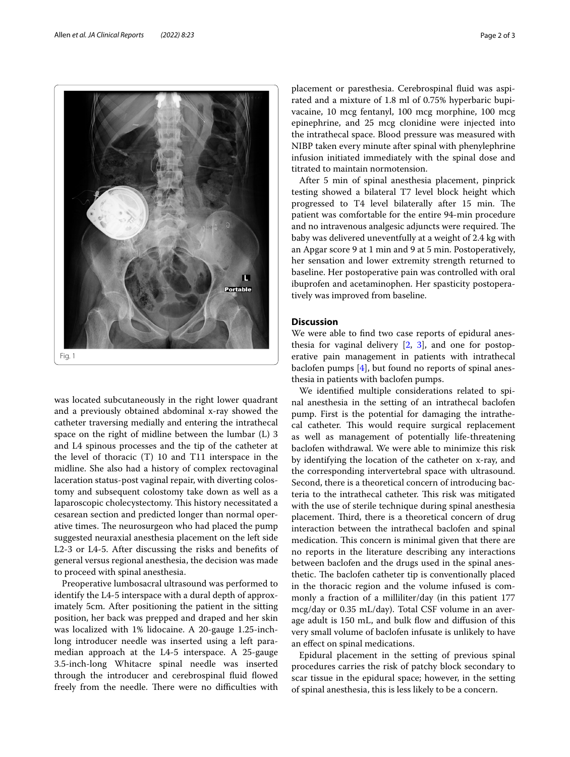Fig. 1

was located subcutaneously in the right lower quadrant and a previously obtained abdominal x-ray showed the catheter traversing medially and entering the intrathecal space on the right of midline between the lumbar (L) 3 and L4 spinous processes and the tip of the catheter at the level of thoracic (T) 10 and T11 interspace in the midline. She also had a history of complex rectovaginal laceration status-post vaginal repair, with diverting colostomy and subsequent colostomy take down as well as a laparoscopic cholecystectomy. This history necessitated a cesarean section and predicted longer than normal operative times. The neurosurgeon who had placed the pump suggested neuraxial anesthesia placement on the left side L2-3 or L4-5. After discussing the risks and benefits of general versus regional anesthesia, the decision was made to proceed with spinal anesthesia.

Preoperative lumbosacral ultrasound was performed to identify the L4-5 interspace with a dural depth of approximately 5cm. After positioning the patient in the sitting position, her back was prepped and draped and her skin was localized with 1% lidocaine. A 20-gauge 1.25-inch-long introducer needle was inserted using a left paramedian approach at the L4-5 interspace. A 25-gauge 3.5-inch-long Whitacre spinal needle was inserted through the introducer and cerebrospinal fluid flowed freely from the needle. There were no difficulties with placement or paresthesia. Cerebrospinal fluid was aspirated and a mixture of 1.8 ml of 0.75% hyperbaric bupivacaine, 10 mcg fentanyl, 100 mcg morphine, 100 mcg epinephrine, and 25 mcg clonidine were injected into the intrathecal space. Blood pressure was measured with NIBP taken every minute after spinal with phenylephrine infusion initiated immediately with the spinal dose and titrated to maintain normotension.

After 5 min of spinal anesthesia placement, pinprick testing showed a bilateral T7 level block height which progressed to T4 level bilaterally after 15 min. The patient was comfortable for the entire 94-min procedure and no intravenous analgesic adjuncts were required. The baby was delivered uneventfully at a weight of 2.4 kg with an Apgar score 9 at 1 min and 9 at 5 min. Postoperatively, her sensation and lower extremity strength returned to baseline. Her postoperative pain was controlled with oral ibuprofen and acetaminophen. Her spasticity postoperatively was improved from baseline.

## Discussion

We were able to find two case reports of epidural anesthesia for vaginal delivery [2, 3], and one for postoperative pain management in patients with intrathecal baclofen pumps [4], but found no reports of spinal anesthesia in patients with baclofen pumps.

We identified multiple considerations related to spinal anesthesia in the setting of an intrathecal baclofen pump. First is the potential for damaging the intrathecal catheter. This would require surgical replacement as well as management of potentially life-threatening baclofen withdrawal. We were able to minimize this risk by identifying the location of the catheter on x-ray, and the corresponding intervertebral space with ultrasound. Second, there is a theoretical concern of introducing bacteria to the intrathecal catheter. This risk was mitigated with the use of sterile technique during spinal anesthesia placement. Third, there is a theoretical concern of drug interaction between the intrathecal baclofen and spinal medication. This concern is minimal given that there are no reports in the literature describing any interactions between baclofen and the drugs used in the spinal anesthetic. The baclofen catheter tip is conventionally placed in the thoracic region and the volume infused is commonly a fraction of a milliliter/day (in this patient 177 mcg/day or 0.35 mL/day). Total CSF volume in an average adult is 150 mL, and bulk flow and diffusion of this very small volume of baclofen infusate is unlikely to have an effect on spinal medications.

Epidural placement in the setting of previous spinal procedures carries the risk of patchy block secondary to scar tissue in the epidural space; however, in the setting of spinal anesthesia, this is less likely to be a concern.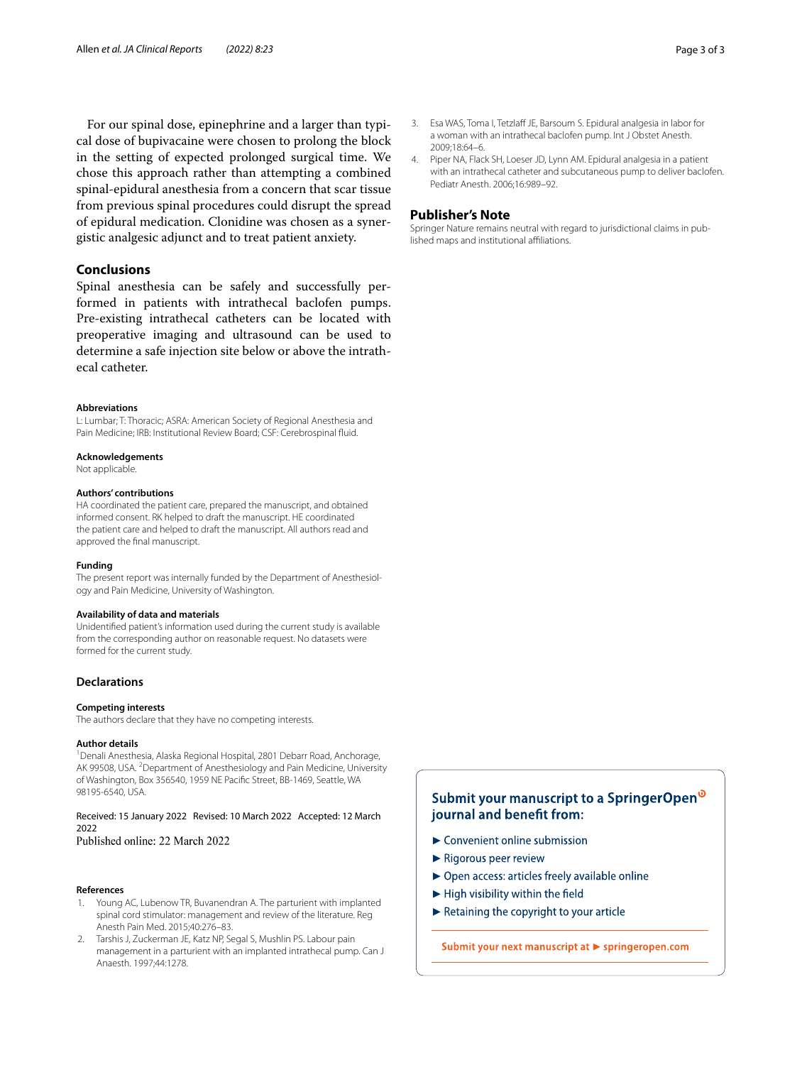For our spinal dose, epinephrine and a larger than typical dose of bupivacaine were chosen to prolong the block in the setting of expected prolonged surgical time. We chose this approach rather than attempting a combined spinal-epidural anesthesia from a concern that scar tissue from previous spinal procedures could disrupt the spread of epidural medication. Clonidine was chosen as a synergistic analgesic adjunct and to treat patient anxiety.

## Conclusions

Spinal anesthesia can be safely and successfully performed in patients with intrathecal baclofen pumps. Pre-existing intrathecal catheters can be located with preoperative imaging and ultrasound can be used to determine a safe injection site below or above the intrathecal catheter.

#### Abbreviations

L: Lumbar; T: Thoracic; ASRA: American Society of Regional Anesthesia and Pain Medicine; IRB: Institutional Review Board; CSF: Cerebrospinal fluid.

#### Acknowledgements

Not applicable.

#### Authors' contributions

HA coordinated the patient care, prepared the manuscript, and obtained informed consent. RK helped to draft the manuscript. HE coordinated the patient care and helped to draft the manuscript. All authors read and approved the final manuscript.

#### Funding

The present report was internally funded by the Department of Anesthesiology and Pain Medicine, University of Washington.

#### Availability of data and materials

Unidentified patient's information used during the current study is available from the corresponding author on reasonable request. No datasets were formed for the current study.

### Declarations

#### Competing interests

The authors declare that they have no competing interests.

#### Author details

[1]Denali Anesthesia, Alaska Regional Hospital, 2801 Debarr Road, Anchorage, AK 99508, USA. [2]Department of Anesthesiology and Pain Medicine, University of Washington, Box 356540, 1959 NE Pacific Street, BB-1469, Seattle, WA 98195-6540, USA.

Received: 15 January 2022 Revised: 10 March 2022 Accepted: 12 March 2022
Published online: 22 March 2022

#### References

1. Young AC, Lubenow TR, Buvanendran A. The parturient with implanted spinal cord stimulator: management and review of the literature. Reg Anesth Pain Med. 2015;40:276–83.
2. Tarshis J, Zuckerman JE, Katz NP, Segal S, Mushlin PS. Labour pain management in a parturient with an implanted intrathecal pump. Can J Anaesth. 1997;44:1278.
3. Esa WAS, Toma I, Tetzlaff JE, Barsoum S. Epidural analgesia in labor for a woman with an intrathecal baclofen pump. Int J Obstet Anesth. 2009;18:64–6.
4. Piper NA, Flack SH, Loeser JD, Lynn AM. Epidural analgesia in a patient with an intrathecal catheter and subcutaneous pump to deliver baclofen. Pediatr Anesth. 2006;16:989–92.

## Publisher's Note

Springer Nature remains neutral with regard to jurisdictional claims in published maps and institutional affiliations.

**Submit your manuscript to a SpringerOpen journal and benefit from:**

- ► Convenient online submission
- ► Rigorous peer review
- ► Open access: articles freely available online
- ► High visibility within the field
- ► Retaining the copyright to your article

**Submit your next manuscript at ► springeropen.com**